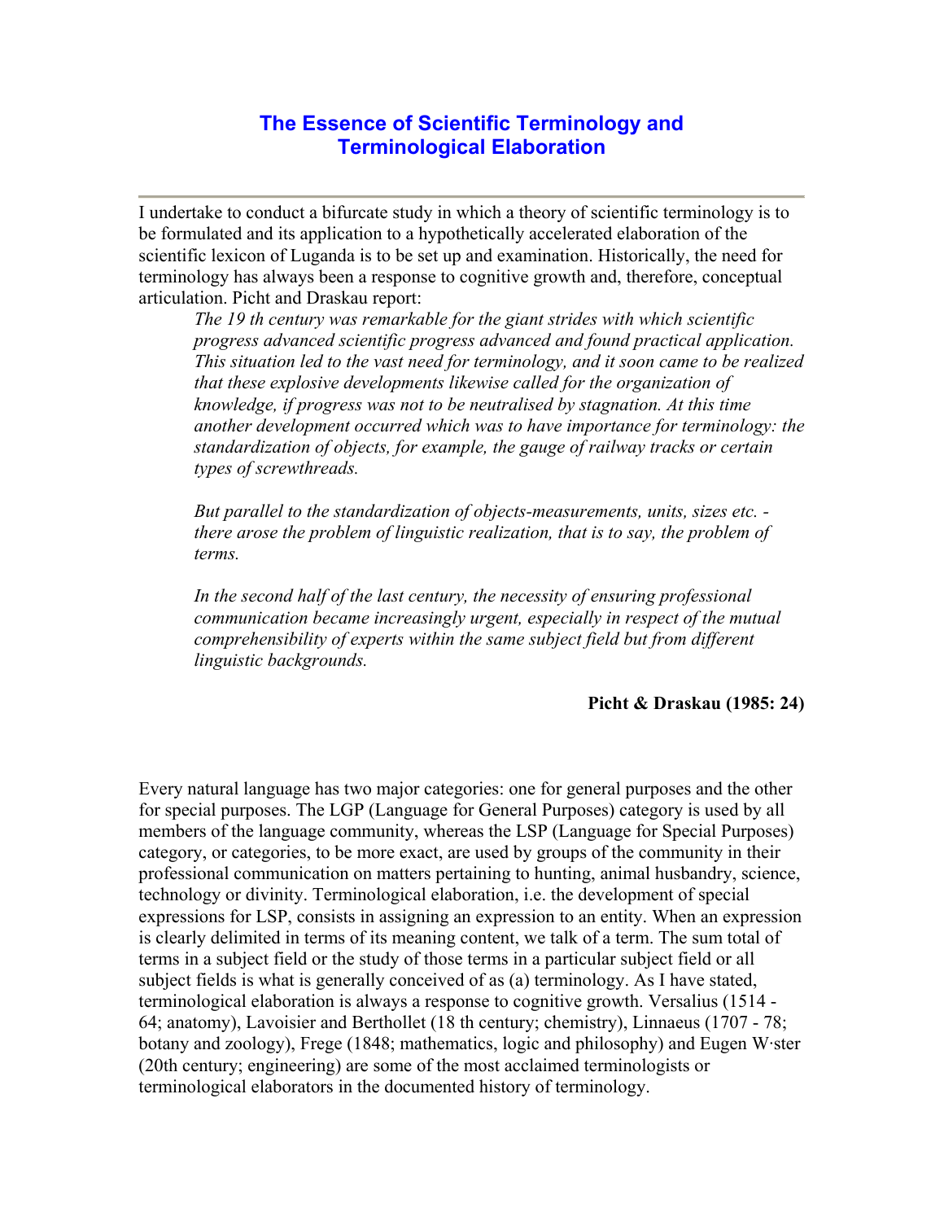# The Essence of Scientific Terminology and Terminological Elaboration

I undertake to conduct a bifurcate study in which a theory of scientific terminology is to be formulated and its application to a hypothetically accelerated elaboration of the scientific lexicon of Luganda is to be set up and examination. Historically, the need for terminology has always been a response to cognitive growth and, therefore, conceptual articulation. Picht and Draskau report:

> *The 19 th century was remarkable for the giant strides with which scientific progress advanced scientific progress advanced and found practical application. This situation led to the vast need for terminology, and it soon came to be realized that these explosive developments likewise called for the organization of knowledge, if progress was not to be neutralised by stagnation. At this time another development occurred which was to have importance for terminology: the standardization of objects, for example, the gauge of railway tracks or certain types of screwthreads.*
>
> *But parallel to the standardization of objects-measurements, units, sizes etc. - there arose the problem of linguistic realization, that is to say, the problem of terms.*
>
> *In the second half of the last century, the necessity of ensuring professional communication became increasingly urgent, especially in respect of the mutual comprehensibility of experts within the same subject field but from different linguistic backgrounds.*
>
> **Picht & Draskau (1985: 24)**

Every natural language has two major categories: one for general purposes and the other for special purposes. The LGP (Language for General Purposes) category is used by all members of the language community, whereas the LSP (Language for Special Purposes) category, or categories, to be more exact, are used by groups of the community in their professional communication on matters pertaining to hunting, animal husbandry, science, technology or divinity. Terminological elaboration, i.e. the development of special expressions for LSP, consists in assigning an expression to an entity. When an expression is clearly delimited in terms of its meaning content, we talk of a term. The sum total of terms in a subject field or the study of those terms in a particular subject field or all subject fields is what is generally conceived of as (a) terminology. As I have stated, terminological elaboration is always a response to cognitive growth. Versalius (1514 - 64; anatomy), Lavoisier and Berthollet (18 th century; chemistry), Linnaeus (1707 - 78; botany and zoology), Frege (1848; mathematics, logic and philosophy) and Eugen W·ster (20th century; engineering) are some of the most acclaimed terminologists or terminological elaborators in the documented history of terminology.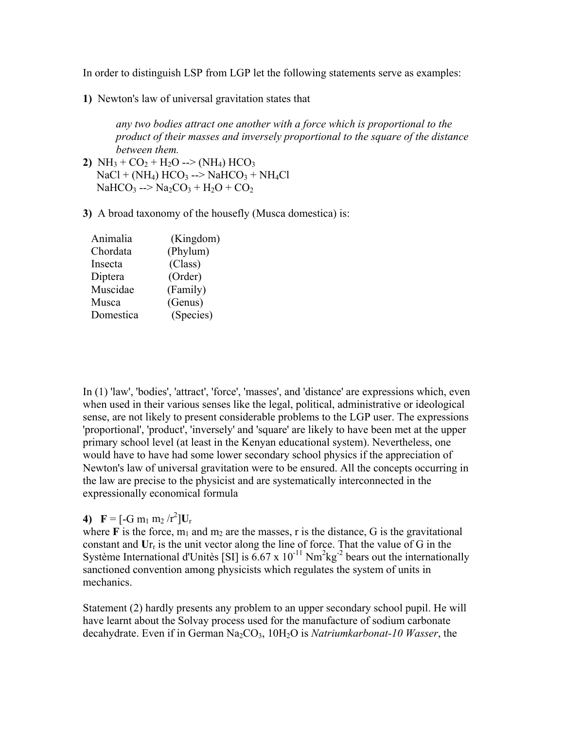In order to distinguish LSP from LGP let the following statements serve as examples:

**1)** Newton's law of universal gravitation states that

> *any two bodies attract one another with a force which is proportional to the product of their masses and inversely proportional to the square of the distance between them.*

**2)** $NH_3 + CO_2 + H_2O$ --> $(NH_4)\ HCO_3$
$NaCl + (NH_4)\ HCO_3$ --> $NaHCO_3 + NH_4Cl$
$NaHCO_3$ --> $Na_2CO_3 + H_2O + CO_2$

**3)** A broad taxonomy of the housefly (Musca domestica) is:

| | |
|---|---|
| Animalia | (Kingdom) |
| Chordata | (Phylum) |
| Insecta | (Class) |
| Diptera | (Order) |
| Muscidae | (Family) |
| Musca | (Genus) |
| Domestica | (Species) |

In (1) 'law', 'bodies', 'attract', 'force', 'masses', and 'distance' are expressions which, even when used in their various senses like the legal, political, administrative or ideological sense, are not likely to present considerable problems to the LGP user. The expressions 'proportional', 'product', 'inversely' and 'square' are likely to have been met at the upper primary school level (at least in the Kenyan educational system). Nevertheless, one would have to have had some lower secondary school physics if the appreciation of Newton's law of universal gravitation were to be ensured. All the concepts occurring in the law are precise to the physicist and are systematically interconnected in the expressionally economical formula

**4)** $\mathbf{F} = [-G\ m_1\ m_2\ /r^2]\mathbf{U}_r$
where $\mathbf{F}$ is the force, $m_1$ and $m_2$ are the masses, r is the distance, G is the gravitational constant and $\mathbf{U}r_r$ is the unit vector along the line of force. That the value of G in the Système International d'Unitès [SI] is $6.67 \times 10^{-11}\ Nm^2kg^{-2}$ bears out the internationally sanctioned convention among physicists which regulates the system of units in mechanics.

Statement (2) hardly presents any problem to an upper secondary school pupil. He will have learnt about the Solvay process used for the manufacture of sodium carbonate decahydrate. Even if in German $Na_2CO_3$, $10H_2O$ is *Natriumkarbonat-10 Wasser*, the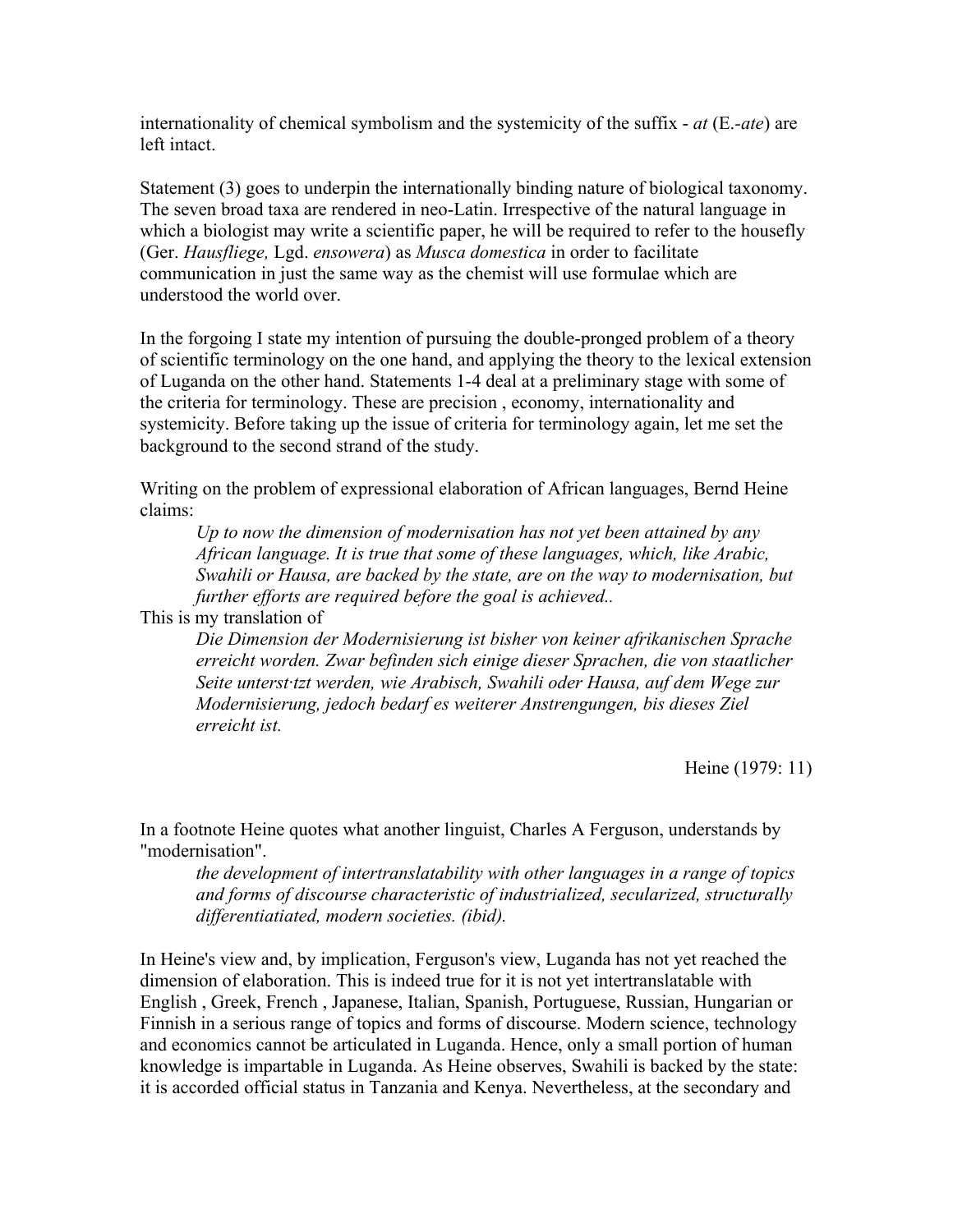internationality of chemical symbolism and the systemicity of the suffix - *at* (E.-*ate*) are left intact.

Statement (3) goes to underpin the internationally binding nature of biological taxonomy. The seven broad taxa are rendered in neo-Latin. Irrespective of the natural language in which a biologist may write a scientific paper, he will be required to refer to the housefly (Ger. *Hausfliege,* Lgd. *ensowera*) as *Musca domestica* in order to facilitate communication in just the same way as the chemist will use formulae which are understood the world over.

In the forgoing I state my intention of pursuing the double-pronged problem of a theory of scientific terminology on the one hand, and applying the theory to the lexical extension of Luganda on the other hand. Statements 1-4 deal at a preliminary stage with some of the criteria for terminology. These are precision , economy, internationality and systemicity. Before taking up the issue of criteria for terminology again, let me set the background to the second strand of the study.

Writing on the problem of expressional elaboration of African languages, Bernd Heine claims:

> *Up to now the dimension of modernisation has not yet been attained by any African language. It is true that some of these languages, which, like Arabic, Swahili or Hausa, are backed by the state, are on the way to modernisation, but further efforts are required before the goal is achieved..*

This is my translation of

> *Die Dimension der Modernisierung ist bisher von keiner afrikanischen Sprache erreicht worden. Zwar befinden sich einige dieser Sprachen, die von staatlicher Seite unterst·tzt werden, wie Arabisch, Swahili oder Hausa, auf dem Wege zur Modernisierung, jedoch bedarf es weiterer Anstrengungen, bis dieses Ziel erreicht ist.*

Heine (1979: 11)

In a footnote Heine quotes what another linguist, Charles A Ferguson, understands by "modernisation".

> *the development of intertranslatability with other languages in a range of topics and forms of discourse characteristic of industrialized, secularized, structurally differentiatiated, modern societies. (ibid).*

In Heine's view and, by implication, Ferguson's view, Luganda has not yet reached the dimension of elaboration. This is indeed true for it is not yet intertranslatable with English , Greek, French , Japanese, Italian, Spanish, Portuguese, Russian, Hungarian or Finnish in a serious range of topics and forms of discourse. Modern science, technology and economics cannot be articulated in Luganda. Hence, only a small portion of human knowledge is impartable in Luganda. As Heine observes, Swahili is backed by the state: it is accorded official status in Tanzania and Kenya. Nevertheless, at the secondary and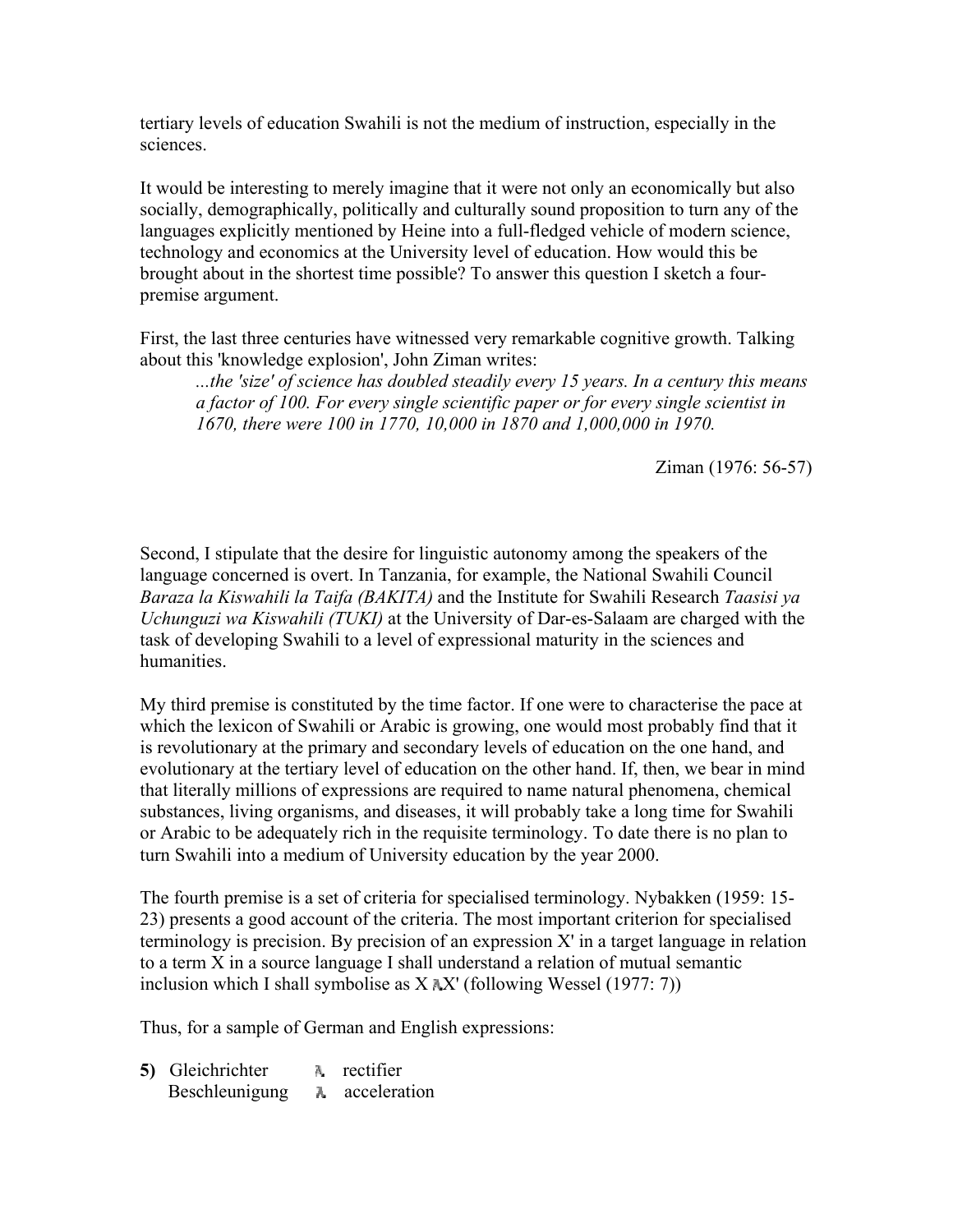tertiary levels of education Swahili is not the medium of instruction, especially in the sciences.

It would be interesting to merely imagine that it were not only an economically but also socially, demographically, politically and culturally sound proposition to turn any of the languages explicitly mentioned by Heine into a full-fledged vehicle of modern science, technology and economics at the University level of education. How would this be brought about in the shortest time possible? To answer this question I sketch a four-premise argument.

First, the last three centuries have witnessed very remarkable cognitive growth. Talking about this 'knowledge explosion', John Ziman writes:

> *...the 'size' of science has doubled steadily every 15 years. In a century this means a factor of 100. For every single scientific paper or for every single scientist in 1670, there were 100 in 1770, 10,000 in 1870 and 1,000,000 in 1970.*
>
> Ziman (1976: 56-57)

Second, I stipulate that the desire for linguistic autonomy among the speakers of the language concerned is overt. In Tanzania, for example, the National Swahili Council *Baraza la Kiswahili la Taifa (BAKITA)* and the Institute for Swahili Research *Taasisi ya Uchunguzi wa Kiswahili (TUKI)* at the University of Dar-es-Salaam are charged with the task of developing Swahili to a level of expressional maturity in the sciences and humanities.

My third premise is constituted by the time factor. If one were to characterise the pace at which the lexicon of Swahili or Arabic is growing, one would most probably find that it is revolutionary at the primary and secondary levels of education on the one hand, and evolutionary at the tertiary level of education on the other hand. If, then, we bear in mind that literally millions of expressions are required to name natural phenomena, chemical substances, living organisms, and diseases, it will probably take a long time for Swahili or Arabic to be adequately rich in the requisite terminology. To date there is no plan to turn Swahili into a medium of University education by the year 2000.

The fourth premise is a set of criteria for specialised terminology. Nybakken (1959: 15-23) presents a good account of the criteria. The most important criterion for specialised terminology is precision. By precision of an expression X' in a target language in relation to a term X in a source language I shall understand a relation of mutual semantic inclusion which I shall symbolise as X ⅄X' (following Wessel (1977: 7))

Thus, for a sample of German and English expressions:

**5)** Gleichrichter ⅄ rectifier
Beschleunigung ⅄ acceleration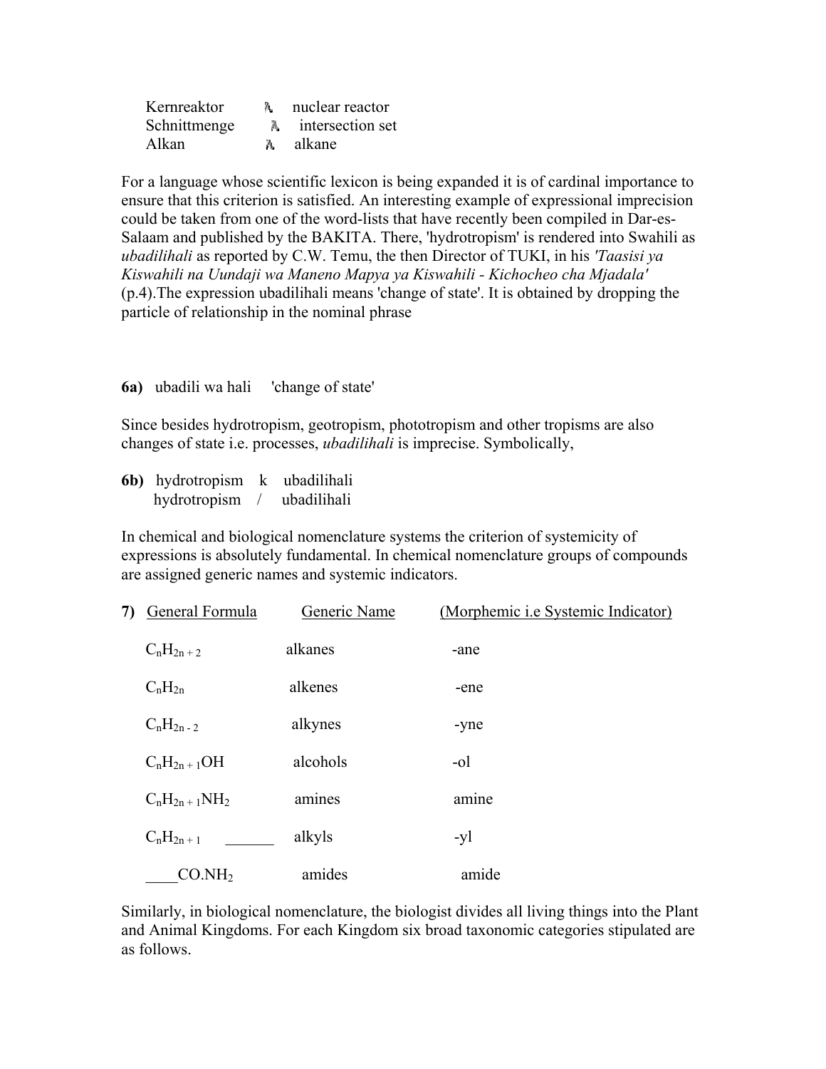Kernreaktor → nuclear reactor
Schnittmenge → intersection set
Alkan → alkane

For a language whose scientific lexicon is being expanded it is of cardinal importance to ensure that this criterion is satisfied. An interesting example of expressional imprecision could be taken from one of the word-lists that have recently been compiled in Dar-es-Salaam and published by the BAKITA. There, 'hydrotropism' is rendered into Swahili as *ubadilihali* as reported by C.W. Temu, the then Director of TUKI, in his *'Taasisi ya Kiswahili na Uundaji wa Maneno Mapya ya Kiswahili - Kichocheo cha Mjadala'* (p.4).The expression ubadilihali means 'change of state'. It is obtained by dropping the particle of relationship in the nominal phrase

**6a)** ubadili wa hali 'change of state'

Since besides hydrotropism, geotropism, phototropism and other tropisms are also changes of state i.e. processes, *ubadilihali* is imprecise. Symbolically,

**6b)** hydrotropism k ubadilihali
hydrotropism / ubadilihali

In chemical and biological nomenclature systems the criterion of systemicity of expressions is absolutely fundamental. In chemical nomenclature groups of compounds are assigned generic names and systemic indicators.

**7)**

| General Formula | Generic Name | (Morphemic i.e Systemic Indicator) |
|---|---|---|
| $C_nH_{2n+2}$ | alkanes | -ane |
| $C_nH_{2n}$ | alkenes | -ene |
| $C_nH_{2n-2}$ | alkynes | -yne |
| $C_nH_{2n+1}OH$ | alcohols | -ol |
| $C_nH_{2n+1}NH_2$ | amines | amine |
| $C_nH_{2n+1}$ ______ | alkyls | -yl |
| ____$CO.NH_2$ | amides | amide |

Similarly, in biological nomenclature, the biologist divides all living things into the Plant and Animal Kingdoms. For each Kingdom six broad taxonomic categories stipulated are as follows.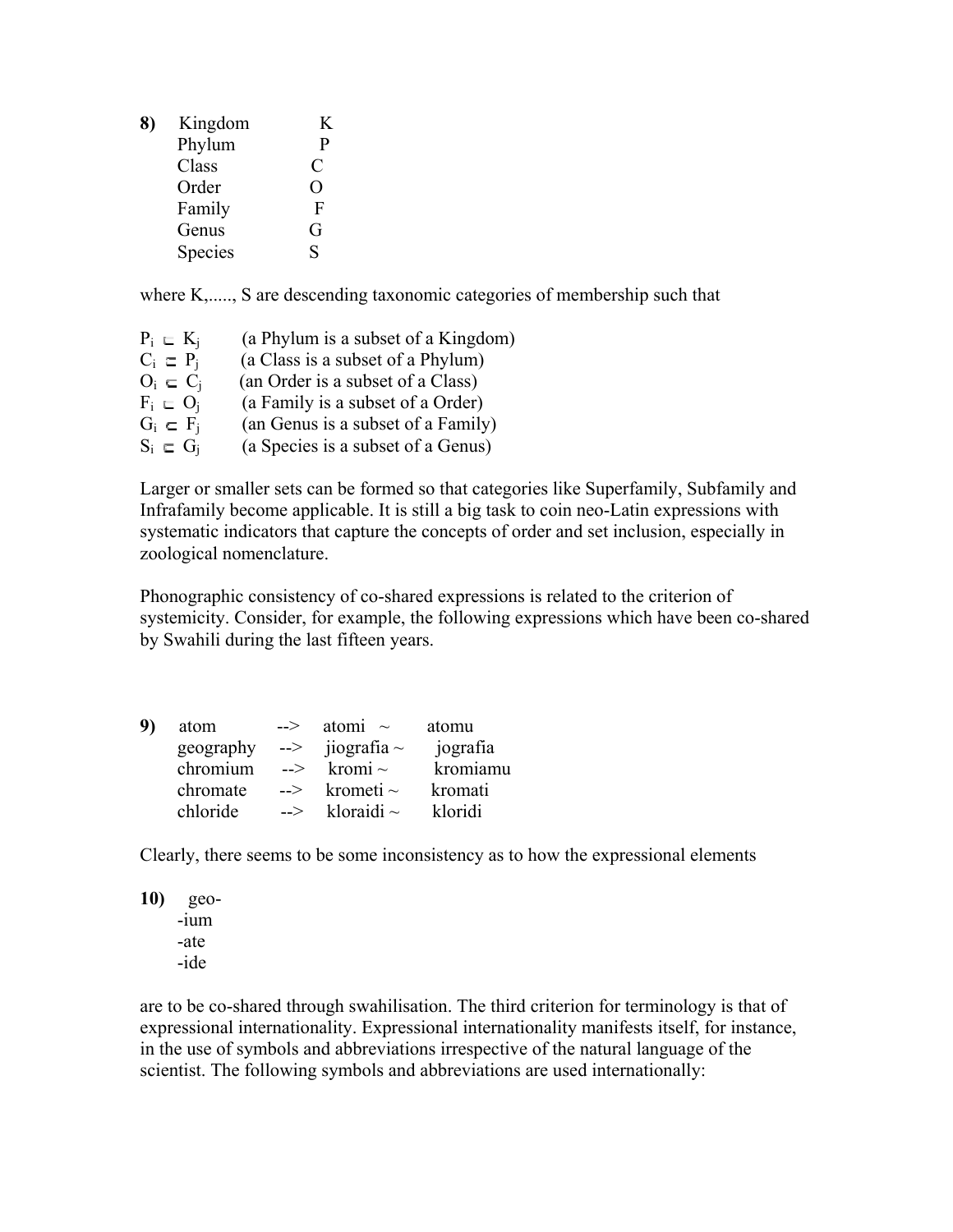**8)** Kingdom K
Phylum P
Class C
Order O
Family F
Genus G
Species S

where K,....., S are descending taxonomic categories of membership such that

| | |
|---|---|
| $P_i \sqsubset K_j$ | (a Phylum is a subset of a Kingdom) |
| $C_i \sqsubset P_j$ | (a Class is a subset of a Phylum) |
| $O_i \sqsubset C_j$ | (an Order is a subset of a Class) |
| $F_i \sqsubset O_j$ | (a Family is a subset of a Order) |
| $G_i \sqsubset F_j$ | (an Genus is a subset of a Family) |
| $S_i \sqsubset G_j$ | (a Species is a subset of a Genus) |

Larger or smaller sets can be formed so that categories like Superfamily, Subfamily and Infrafamily become applicable. It is still a big task to coin neo-Latin expressions with systematic indicators that capture the concepts of order and set inclusion, especially in zoological nomenclature.

Phonographic consistency of co-shared expressions is related to the criterion of systemicity. Consider, for example, the following expressions which have been co-shared by Swahili during the last fifteen years.

**9)**

| | | | |
|---|---|---|---|
| atom | --> | atomi ~ | atomu |
| geography | --> | jiografia ~ | jografia |
| chromium | --> | kromi ~ | kromiamu |
| chromate | --> | krometi ~ | kromati |
| chloride | --> | kloraidi ~ | kloridi |

Clearly, there seems to be some inconsistency as to how the expressional elements

**10)** geo-
-ium
-ate
-ide

are to be co-shared through swahilisation. The third criterion for terminology is that of expressional internationality. Expressional internationality manifests itself, for instance, in the use of symbols and abbreviations irrespective of the natural language of the scientist. The following symbols and abbreviations are used internationally: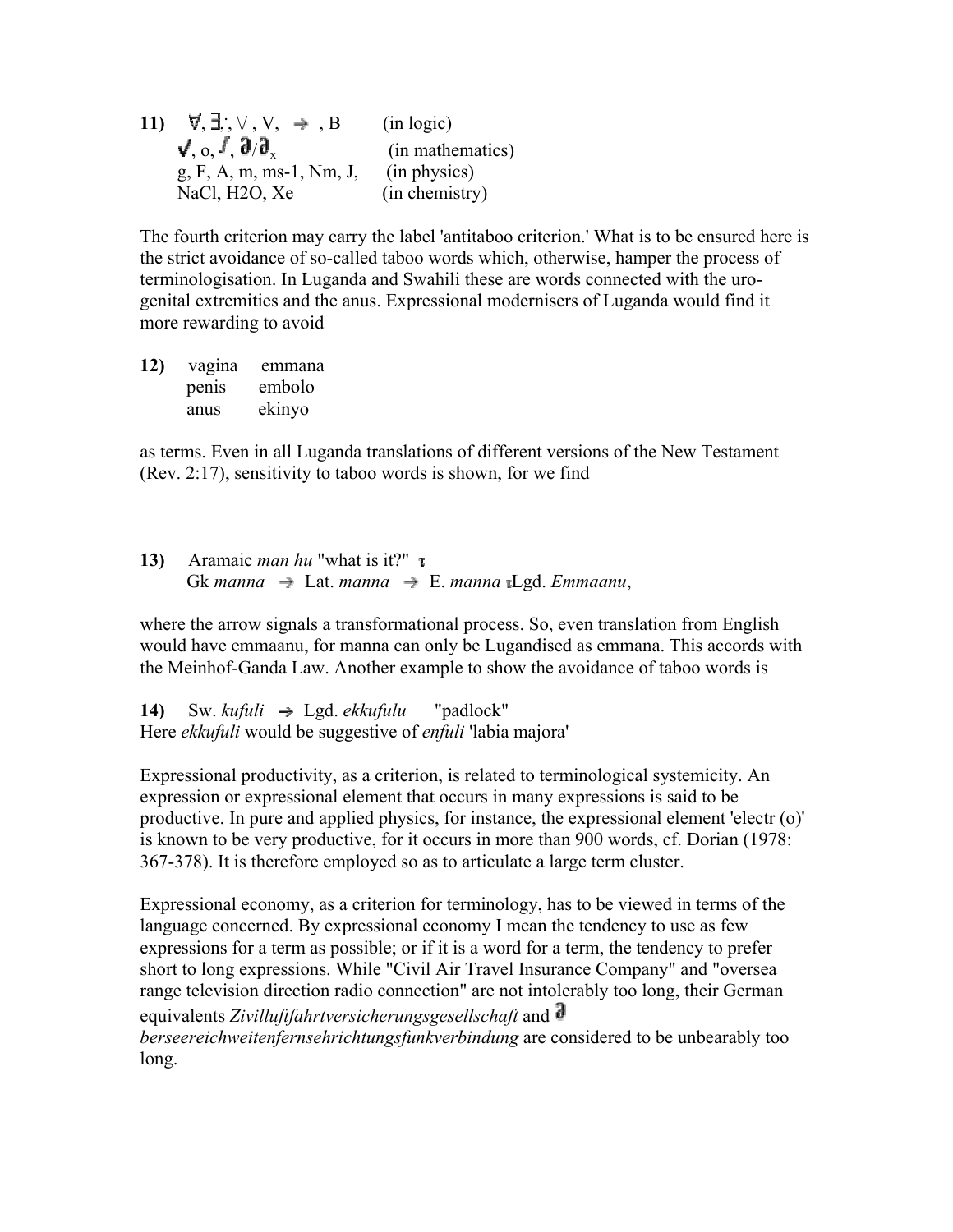**11)** ∀, ∃, ; ∨ , V, → , B (in logic)
√, o, ∫, ∂/∂ₓ (in mathematics)
g, F, A, m, ms-1, Nm, J, (in physics)
NaCl, H2O, Xe (in chemistry)

The fourth criterion may carry the label 'antitaboo criterion.' What is to be ensured here is the strict avoidance of so-called taboo words which, otherwise, hamper the process of terminologisation. In Luganda and Swahili these are words connected with the uro-genital extremities and the anus. Expressional modernisers of Luganda would find it more rewarding to avoid

**12)**

| | |
|---|---|
| vagina | emmana |
| penis | embolo |
| anus | ekinyo |

as terms. Even in all Luganda translations of different versions of the New Testament (Rev. 2:17), sensitivity to taboo words is shown, for we find

**13)** Aramaic *man hu* "what is it?" →
Gk *manna* → Lat. *manna* → E. *manna* → Lgd. *Emmaanu*,

where the arrow signals a transformational process. So, even translation from English would have emmaanu, for manna can only be Lugandised as emmana. This accords with the Meinhof-Ganda Law. Another example to show the avoidance of taboo words is

**14)** Sw. *kufuli* → Lgd. *ekkufulu* "padlock"
Here *ekkufuli* would be suggestive of *enfuli* 'labia majora'

Expressional productivity, as a criterion, is related to terminological systemicity. An expression or expressional element that occurs in many expressions is said to be productive. In pure and applied physics, for instance, the expressional element 'electr (o)' is known to be very productive, for it occurs in more than 900 words, cf. Dorian (1978: 367-378). It is therefore employed so as to articulate a large term cluster.

Expressional economy, as a criterion for terminology, has to be viewed in terms of the language concerned. By expressional economy I mean the tendency to use as few expressions for a term as possible; or if it is a word for a term, the tendency to prefer short to long expressions. While "Civil Air Travel Insurance Company" and "oversea range television direction radio connection" are not intolerably too long, their German equivalents *Zivilluftfahrtversicherungsgesellschaft* and ∂*berseereichweitenfernsehrichtungsfunkverbindung* are considered to be unbearably too long.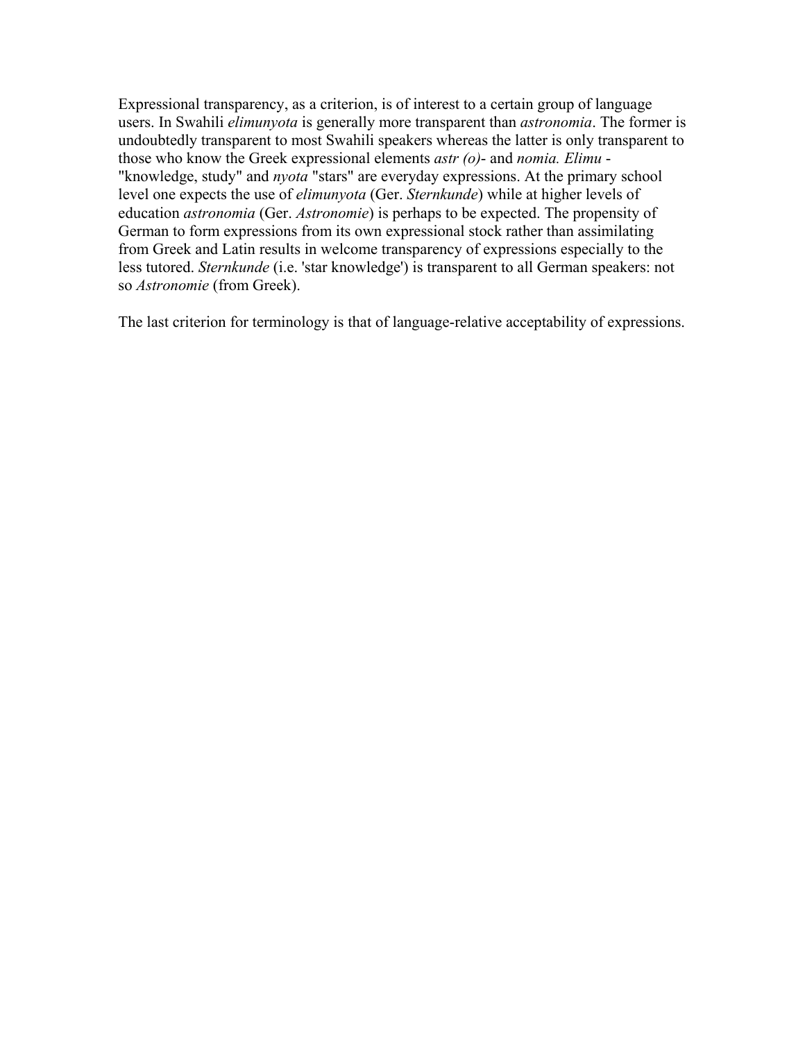Expressional transparency, as a criterion, is of interest to a certain group of language users. In Swahili *elimunyota* is generally more transparent than *astronomia*. The former is undoubtedly transparent to most Swahili speakers whereas the latter is only transparent to those who know the Greek expressional elements *astr (o)-* and *nomia. Elimu* - "knowledge, study" and *nyota* "stars" are everyday expressions. At the primary school level one expects the use of *elimunyota* (Ger. *Sternkunde*) while at higher levels of education *astronomia* (Ger. *Astronomie*) is perhaps to be expected. The propensity of German to form expressions from its own expressional stock rather than assimilating from Greek and Latin results in welcome transparency of expressions especially to the less tutored. *Sternkunde* (i.e. 'star knowledge') is transparent to all German speakers: not so *Astronomie* (from Greek).

The last criterion for terminology is that of language-relative acceptability of expressions.